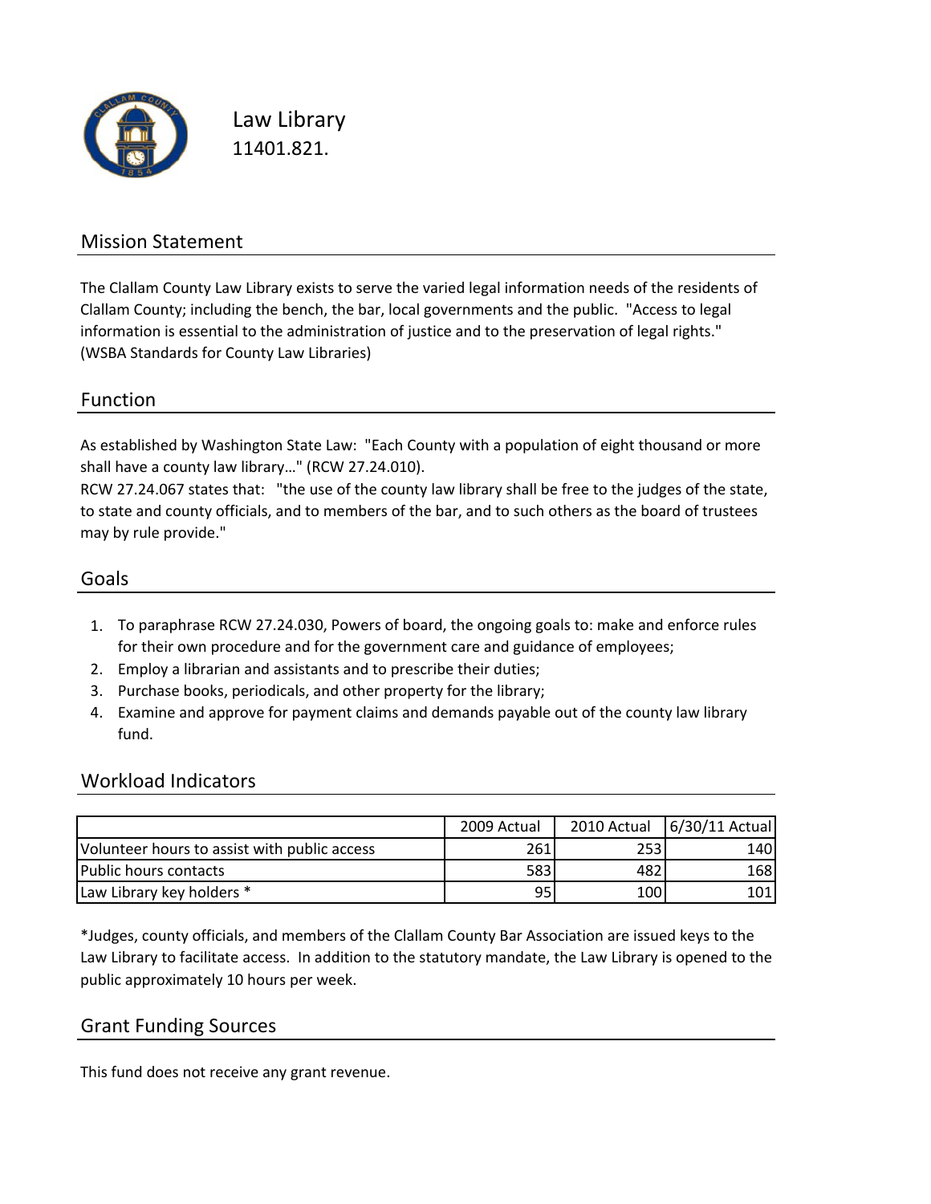# Law Library

11401.821.

## Mission Statement

The Clallam County Law Library exists to serve the varied legal information needs of the residents of Clallam County; including the bench, the bar, local governments and the public. "Access to legal information is essential to the administration of justice and to the preservation of legal rights." (WSBA Standards for County Law Libraries)

## Function

As established by Washington State Law: "Each County with a population of eight thousand or more shall have a county law library…" (RCW 27.24.010).

RCW 27.24.067 states that: "the use of the county law library shall be free to the judges of the state, to state and county officials, and to members of the bar, and to such others as the board of trustees may by rule provide."

## Goals

1. To paraphrase RCW 27.24.030, Powers of board, the ongoing goals to: make and enforce rules for their own procedure and for the government care and guidance of employees;
2. Employ a librarian and assistants and to prescribe their duties;
3. Purchase books, periodicals, and other property for the library;
4. Examine and approve for payment claims and demands payable out of the county law library fund.

## Workload Indicators

| | 2009 Actual | 2010 Actual | 6/30/11 Actual |
|---|---|---|---|
| Volunteer hours to assist with public access | 261 | 253 | 140 |
| Public hours contacts | 583 | 482 | 168 |
| Law Library key holders * | 95 | 100 | 101 |

*Judges, county officials, and members of the Clallam County Bar Association are issued keys to the Law Library to facilitate access. In addition to the statutory mandate, the Law Library is opened to the public approximately 10 hours per week.

## Grant Funding Sources

This fund does not receive any grant revenue.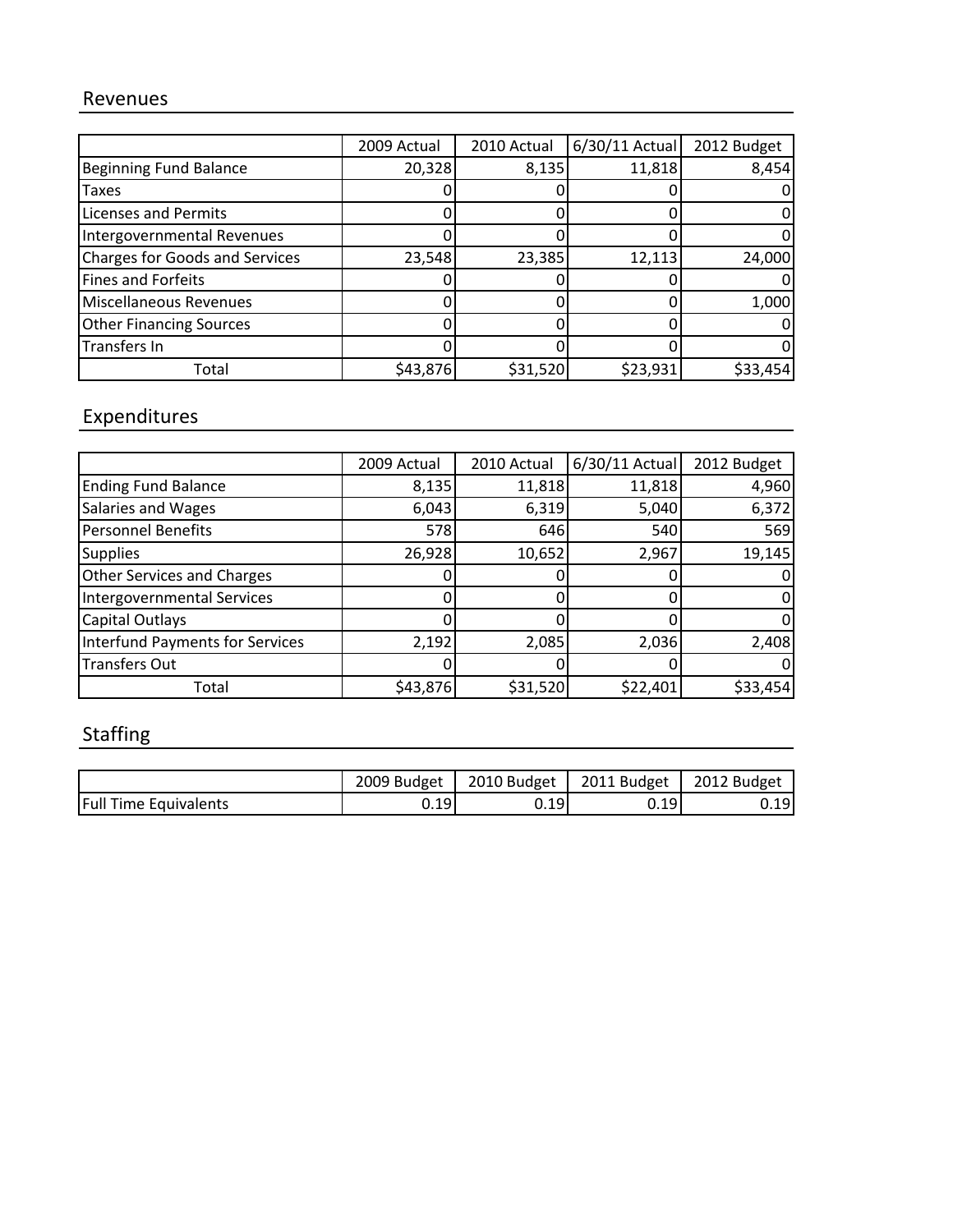## Revenues

| | 2009 Actual | 2010 Actual | 6/30/11 Actual | 2012 Budget |
|---|---|---|---|---|
| Beginning Fund Balance | 20,328 | 8,135 | 11,818 | 8,454 |
| Taxes | 0 | 0 | 0 | 0 |
| Licenses and Permits | 0 | 0 | 0 | 0 |
| Intergovernmental Revenues | 0 | 0 | 0 | 0 |
| Charges for Goods and Services | 23,548 | 23,385 | 12,113 | 24,000 |
| Fines and Forfeits | 0 | 0 | 0 | 0 |
| Miscellaneous Revenues | 0 | 0 | 0 | 1,000 |
| Other Financing Sources | 0 | 0 | 0 | 0 |
| Transfers In | 0 | 0 | 0 | 0 |
| Total | $43,876 | $31,520 | $23,931 | $33,454 |

## Expenditures

| | 2009 Actual | 2010 Actual | 6/30/11 Actual | 2012 Budget |
|---|---|---|---|---|
| Ending Fund Balance | 8,135 | 11,818 | 11,818 | 4,960 |
| Salaries and Wages | 6,043 | 6,319 | 5,040 | 6,372 |
| Personnel Benefits | 578 | 646 | 540 | 569 |
| Supplies | 26,928 | 10,652 | 2,967 | 19,145 |
| Other Services and Charges | 0 | 0 | 0 | 0 |
| Intergovernmental Services | 0 | 0 | 0 | 0 |
| Capital Outlays | 0 | 0 | 0 | 0 |
| Interfund Payments for Services | 2,192 | 2,085 | 2,036 | 2,408 |
| Transfers Out | 0 | 0 | 0 | 0 |
| Total | $43,876 | $31,520 | $22,401 | $33,454 |

## Staffing

| | 2009 Budget | 2010 Budget | 2011 Budget | 2012 Budget |
|---|---|---|---|---|
| Full Time Equivalents | 0.19 | 0.19 | 0.19 | 0.19 |